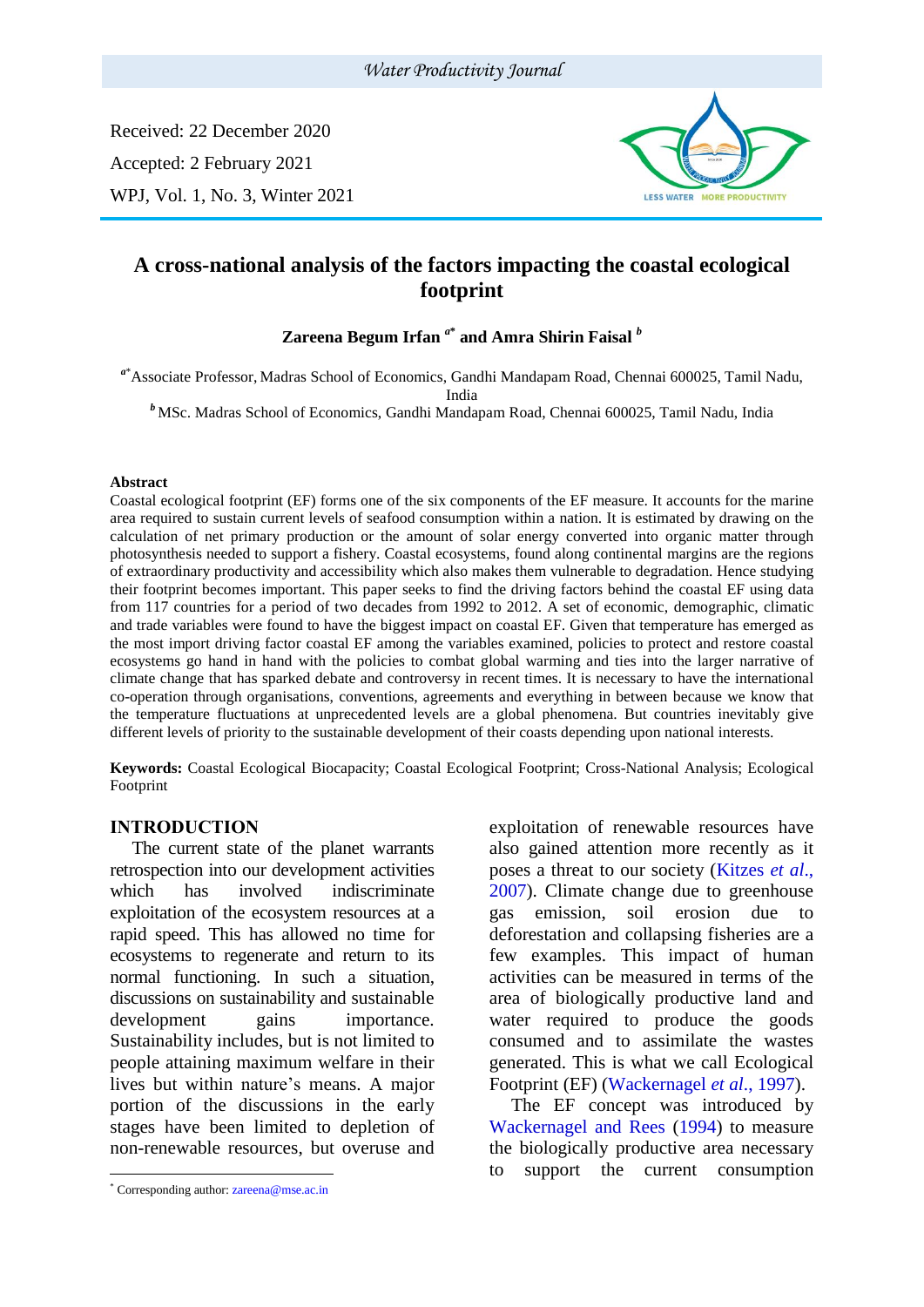Received: 22 December 2020

Accepted: 2 February 2021

WPJ, Vol. 1, No. 3, Winter 2021

# A cross-national analysis of the factors impacting the coastal ecological footprint

**Zareena Begum Irfan [a*] and Amra Shirin Faisal [b]**

[a*] Associate Professor, Madras School of Economics, Gandhi Mandapam Road, Chennai 600025, Tamil Nadu, India

[b] MSc. Madras School of Economics, Gandhi Mandapam Road, Chennai 600025, Tamil Nadu, India

### Abstract

Coastal ecological footprint (EF) forms one of the six components of the EF measure. It accounts for the marine area required to sustain current levels of seafood consumption within a nation. It is estimated by drawing on the calculation of net primary production or the amount of solar energy converted into organic matter through photosynthesis needed to support a fishery. Coastal ecosystems, found along continental margins are the regions of extraordinary productivity and accessibility which also makes them vulnerable to degradation. Hence studying their footprint becomes important. This paper seeks to find the driving factors behind the coastal EF using data from 117 countries for a period of two decades from 1992 to 2012. A set of economic, demographic, climatic and trade variables were found to have the biggest impact on coastal EF. Given that temperature has emerged as the most import driving factor coastal EF among the variables examined, policies to protect and restore coastal ecosystems go hand in hand with the policies to combat global warming and ties into the larger narrative of climate change that has sparked debate and controversy in recent times. It is necessary to have the international co-operation through organisations, conventions, agreements and everything in between because we know that the temperature fluctuations at unprecedented levels are a global phenomena. But countries inevitably give different levels of priority to the sustainable development of their coasts depending upon national interests.

**Keywords:** Coastal Ecological Biocapacity; Coastal Ecological Footprint; Cross-National Analysis; Ecological Footprint

## INTRODUCTION

The current state of the planet warrants retrospection into our development activities which has involved indiscriminate exploitation of the ecosystem resources at a rapid speed. This has allowed no time for ecosystems to regenerate and return to its normal functioning. In such a situation, discussions on sustainability and sustainable development gains importance. Sustainability includes, but is not limited to people attaining maximum welfare in their lives but within nature's means. A major portion of the discussions in the early stages have been limited to depletion of non-renewable resources, but overuse and exploitation of renewable resources have also gained attention more recently as it poses a threat to our society (Kitzes *et al*., 2007). Climate change due to greenhouse gas emission, soil erosion due to deforestation and collapsing fisheries are a few examples. This impact of human activities can be measured in terms of the area of biologically productive land and water required to produce the goods consumed and to assimilate the wastes generated. This is what we call Ecological Footprint (EF) (Wackernagel *et al*., 1997).

The EF concept was introduced by Wackernagel and Rees (1994) to measure the biologically productive area necessary to support the current consumption

* Corresponding author: zareena@mse.ac.in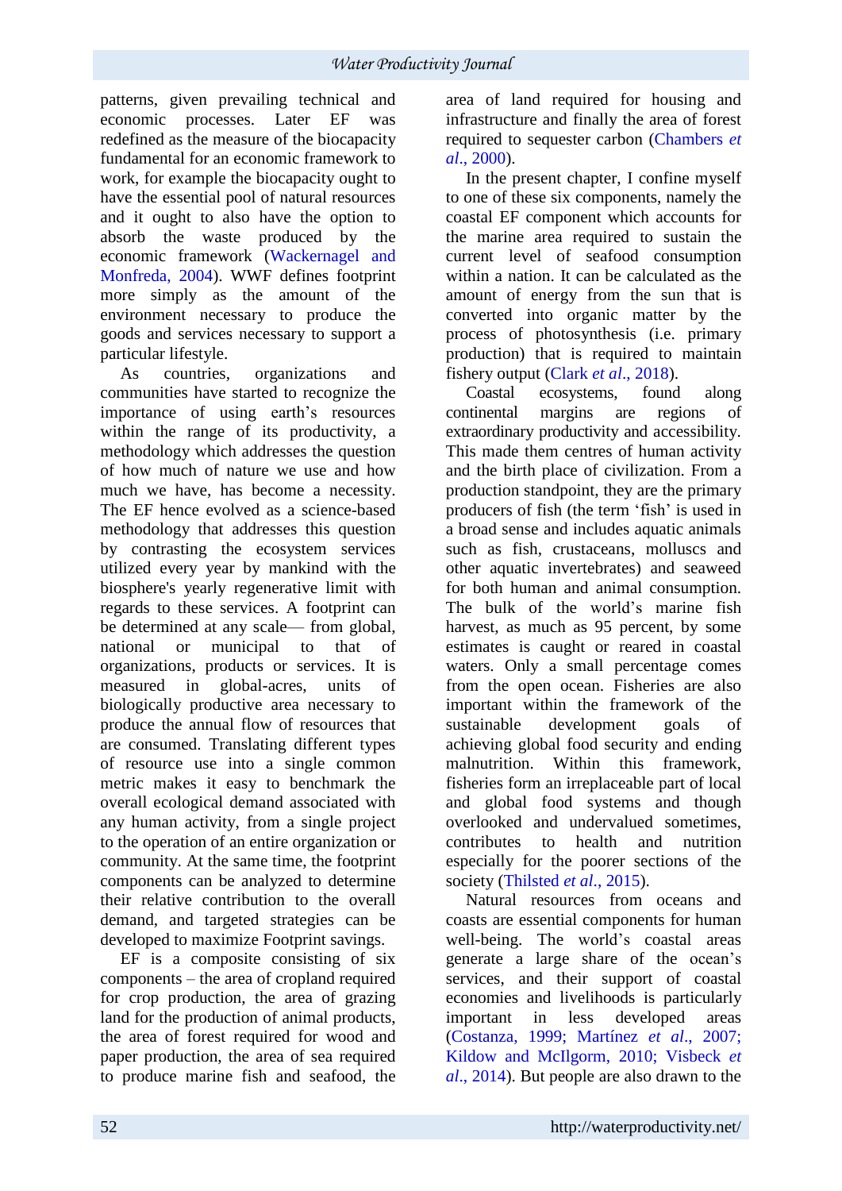patterns, given prevailing technical and economic processes. Later EF was redefined as the measure of the biocapacity fundamental for an economic framework to work, for example the biocapacity ought to have the essential pool of natural resources and it ought to also have the option to absorb the waste produced by the economic framework (Wackernagel and Monfreda, 2004). WWF defines footprint more simply as the amount of the environment necessary to produce the goods and services necessary to support a particular lifestyle.

As countries, organizations and communities have started to recognize the importance of using earth's resources within the range of its productivity, a methodology which addresses the question of how much of nature we use and how much we have, has become a necessity. The EF hence evolved as a science-based methodology that addresses this question by contrasting the ecosystem services utilized every year by mankind with the biosphere's yearly regenerative limit with regards to these services. A footprint can be determined at any scale— from global, national or municipal to that of organizations, products or services. It is measured in global-acres, units of biologically productive area necessary to produce the annual flow of resources that are consumed. Translating different types of resource use into a single common metric makes it easy to benchmark the overall ecological demand associated with any human activity, from a single project to the operation of an entire organization or community. At the same time, the footprint components can be analyzed to determine their relative contribution to the overall demand, and targeted strategies can be developed to maximize Footprint savings.

EF is a composite consisting of six components – the area of cropland required for crop production, the area of grazing land for the production of animal products, the area of forest required for wood and paper production, the area of sea required to produce marine fish and seafood, the area of land required for housing and infrastructure and finally the area of forest required to sequester carbon (Chambers *et al*., 2000).

In the present chapter, I confine myself to one of these six components, namely the coastal EF component which accounts for the marine area required to sustain the current level of seafood consumption within a nation. It can be calculated as the amount of energy from the sun that is converted into organic matter by the process of photosynthesis (i.e. primary production) that is required to maintain fishery output (Clark *et al*., 2018).

Coastal ecosystems, found along continental margins are regions of extraordinary productivity and accessibility. This made them centres of human activity and the birth place of civilization. From a production standpoint, they are the primary producers of fish (the term 'fish' is used in a broad sense and includes aquatic animals such as fish, crustaceans, molluscs and other aquatic invertebrates) and seaweed for both human and animal consumption. The bulk of the world's marine fish harvest, as much as 95 percent, by some estimates is caught or reared in coastal waters. Only a small percentage comes from the open ocean. Fisheries are also important within the framework of the sustainable development goals of achieving global food security and ending malnutrition. Within this framework, fisheries form an irreplaceable part of local and global food systems and though overlooked and undervalued sometimes, contributes to health and nutrition especially for the poorer sections of the society (Thilsted *et al*., 2015).

Natural resources from oceans and coasts are essential components for human well-being. The world's coastal areas generate a large share of the ocean's services, and their support of coastal economies and livelihoods is particularly important in less developed areas (Costanza, 1999; Martínez *et al*., 2007; Kildow and McIlgorm, 2010; Visbeck *et al*., 2014). But people are also drawn to the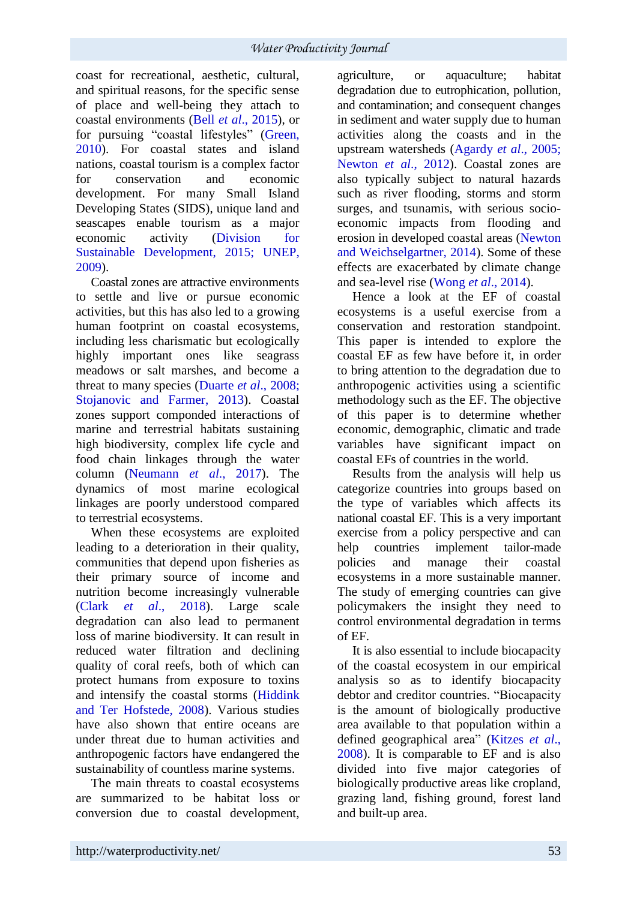coast for recreational, aesthetic, cultural, and spiritual reasons, for the specific sense of place and well-being they attach to coastal environments (Bell *et al*., 2015), or for pursuing "coastal lifestyles" (Green, 2010). For coastal states and island nations, coastal tourism is a complex factor for conservation and economic development. For many Small Island Developing States (SIDS), unique land and seascapes enable tourism as a major economic activity (Division for Sustainable Development, 2015; UNEP, 2009).

Coastal zones are attractive environments to settle and live or pursue economic activities, but this has also led to a growing human footprint on coastal ecosystems, including less charismatic but ecologically highly important ones like seagrass meadows or salt marshes, and become a threat to many species (Duarte *et al*., 2008; Stojanovic and Farmer, 2013). Coastal zones support componded interactions of marine and terrestrial habitats sustaining high biodiversity, complex life cycle and food chain linkages through the water column (Neumann *et al*., 2017). The dynamics of most marine ecological linkages are poorly understood compared to terrestrial ecosystems.

When these ecosystems are exploited leading to a deterioration in their quality, communities that depend upon fisheries as their primary source of income and nutrition become increasingly vulnerable (Clark *et al*., 2018). Large scale degradation can also lead to permanent loss of marine biodiversity. It can result in reduced water filtration and declining quality of coral reefs, both of which can protect humans from exposure to toxins and intensify the coastal storms (Hiddink and Ter Hofstede, 2008). Various studies have also shown that entire oceans are under threat due to human activities and anthropogenic factors have endangered the sustainability of countless marine systems.

The main threats to coastal ecosystems are summarized to be habitat loss or conversion due to coastal development, agriculture, or aquaculture; habitat degradation due to eutrophication, pollution, and contamination; and consequent changes in sediment and water supply due to human activities along the coasts and in the upstream watersheds (Agardy *et al*., 2005; Newton *et al*., 2012). Coastal zones are also typically subject to natural hazards such as river flooding, storms and storm surges, and tsunamis, with serious socio-economic impacts from flooding and erosion in developed coastal areas (Newton and Weichselgartner, 2014). Some of these effects are exacerbated by climate change and sea-level rise (Wong *et al*., 2014).

Hence a look at the EF of coastal ecosystems is a useful exercise from a conservation and restoration standpoint. This paper is intended to explore the coastal EF as few have before it, in order to bring attention to the degradation due to anthropogenic activities using a scientific methodology such as the EF. The objective of this paper is to determine whether economic, demographic, climatic and trade variables have significant impact on coastal EFs of countries in the world.

Results from the analysis will help us categorize countries into groups based on the type of variables which affects its national coastal EF. This is a very important exercise from a policy perspective and can help countries implement tailor-made policies and manage their coastal ecosystems in a more sustainable manner. The study of emerging countries can give policymakers the insight they need to control environmental degradation in terms of EF.

It is also essential to include biocapacity of the coastal ecosystem in our empirical analysis so as to identify biocapacity debtor and creditor countries. "Biocapacity is the amount of biologically productive area available to that population within a defined geographical area" (Kitzes *et al*., 2008). It is comparable to EF and is also divided into five major categories of biologically productive areas like cropland, grazing land, fishing ground, forest land and built-up area.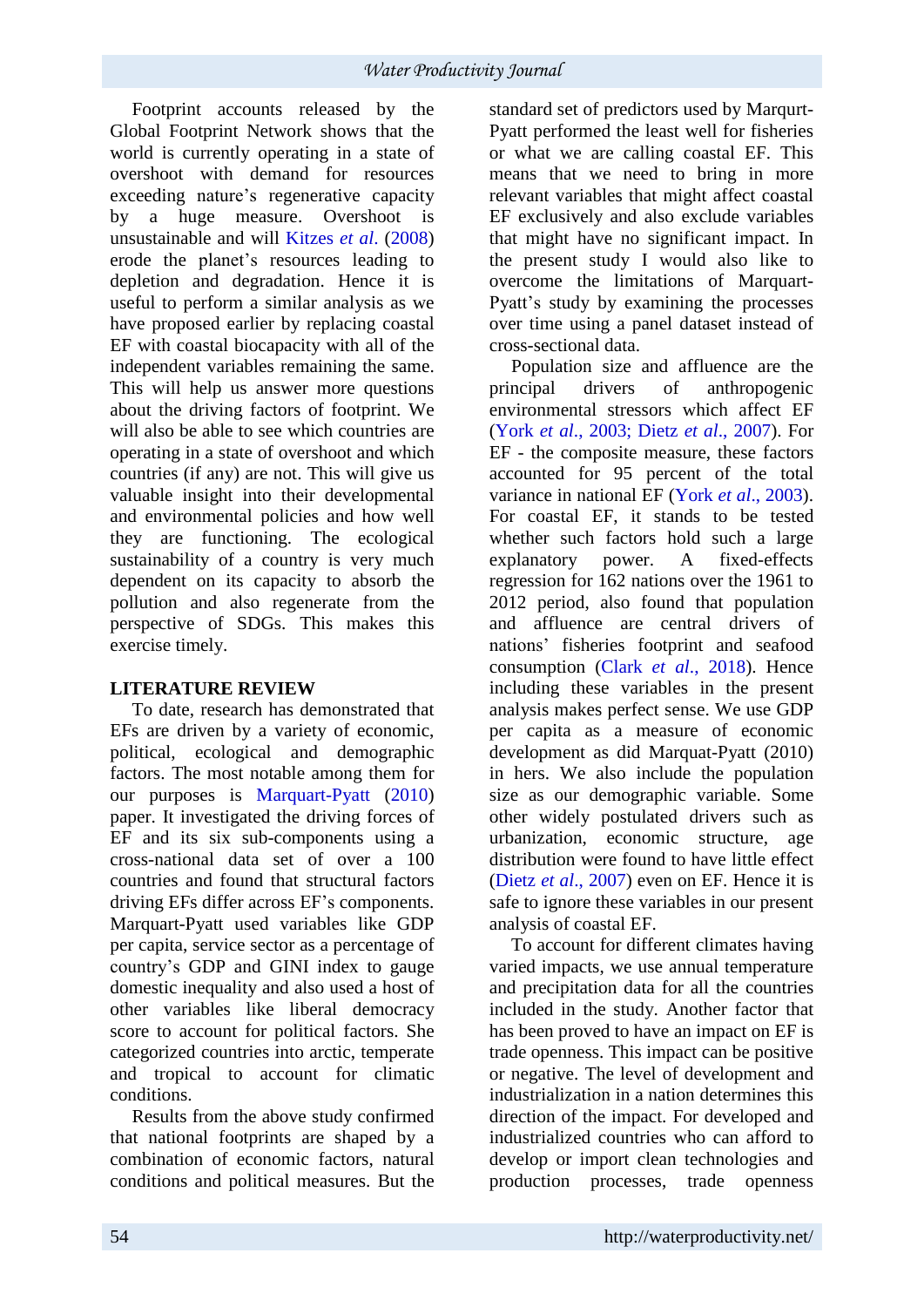Footprint accounts released by the Global Footprint Network shows that the world is currently operating in a state of overshoot with demand for resources exceeding nature's regenerative capacity by a huge measure. Overshoot is unsustainable and will Kitzes *et al*. (2008) erode the planet's resources leading to depletion and degradation. Hence it is useful to perform a similar analysis as we have proposed earlier by replacing coastal EF with coastal biocapacity with all of the independent variables remaining the same. This will help us answer more questions about the driving factors of footprint. We will also be able to see which countries are operating in a state of overshoot and which countries (if any) are not. This will give us valuable insight into their developmental and environmental policies and how well they are functioning. The ecological sustainability of a country is very much dependent on its capacity to absorb the pollution and also regenerate from the perspective of SDGs. This makes this exercise timely.

## LITERATURE REVIEW

To date, research has demonstrated that EFs are driven by a variety of economic, political, ecological and demographic factors. The most notable among them for our purposes is Marquart-Pyatt (2010) paper. It investigated the driving forces of EF and its six sub-components using a cross-national data set of over a 100 countries and found that structural factors driving EFs differ across EF's components. Marquart-Pyatt used variables like GDP per capita, service sector as a percentage of country's GDP and GINI index to gauge domestic inequality and also used a host of other variables like liberal democracy score to account for political factors. She categorized countries into arctic, temperate and tropical to account for climatic conditions.

Results from the above study confirmed that national footprints are shaped by a combination of economic factors, natural conditions and political measures. But the standard set of predictors used by Marqurt-Pyatt performed the least well for fisheries or what we are calling coastal EF. This means that we need to bring in more relevant variables that might affect coastal EF exclusively and also exclude variables that might have no significant impact. In the present study I would also like to overcome the limitations of Marquart-Pyatt's study by examining the processes over time using a panel dataset instead of cross-sectional data.

Population size and affluence are the principal drivers of anthropogenic environmental stressors which affect EF (York *et al*., 2003; Dietz *et al*., 2007). For EF - the composite measure, these factors accounted for 95 percent of the total variance in national EF (York *et al*., 2003). For coastal EF, it stands to be tested whether such factors hold such a large explanatory power. A fixed-effects regression for 162 nations over the 1961 to 2012 period, also found that population and affluence are central drivers of nations' fisheries footprint and seafood consumption (Clark *et al*., 2018). Hence including these variables in the present analysis makes perfect sense. We use GDP per capita as a measure of economic development as did Marquat-Pyatt (2010) in hers. We also include the population size as our demographic variable. Some other widely postulated drivers such as urbanization, economic structure, age distribution were found to have little effect (Dietz *et al*., 2007) even on EF. Hence it is safe to ignore these variables in our present analysis of coastal EF.

To account for different climates having varied impacts, we use annual temperature and precipitation data for all the countries included in the study. Another factor that has been proved to have an impact on EF is trade openness. This impact can be positive or negative. The level of development and industrialization in a nation determines this direction of the impact. For developed and industrialized countries who can afford to develop or import clean technologies and production processes, trade openness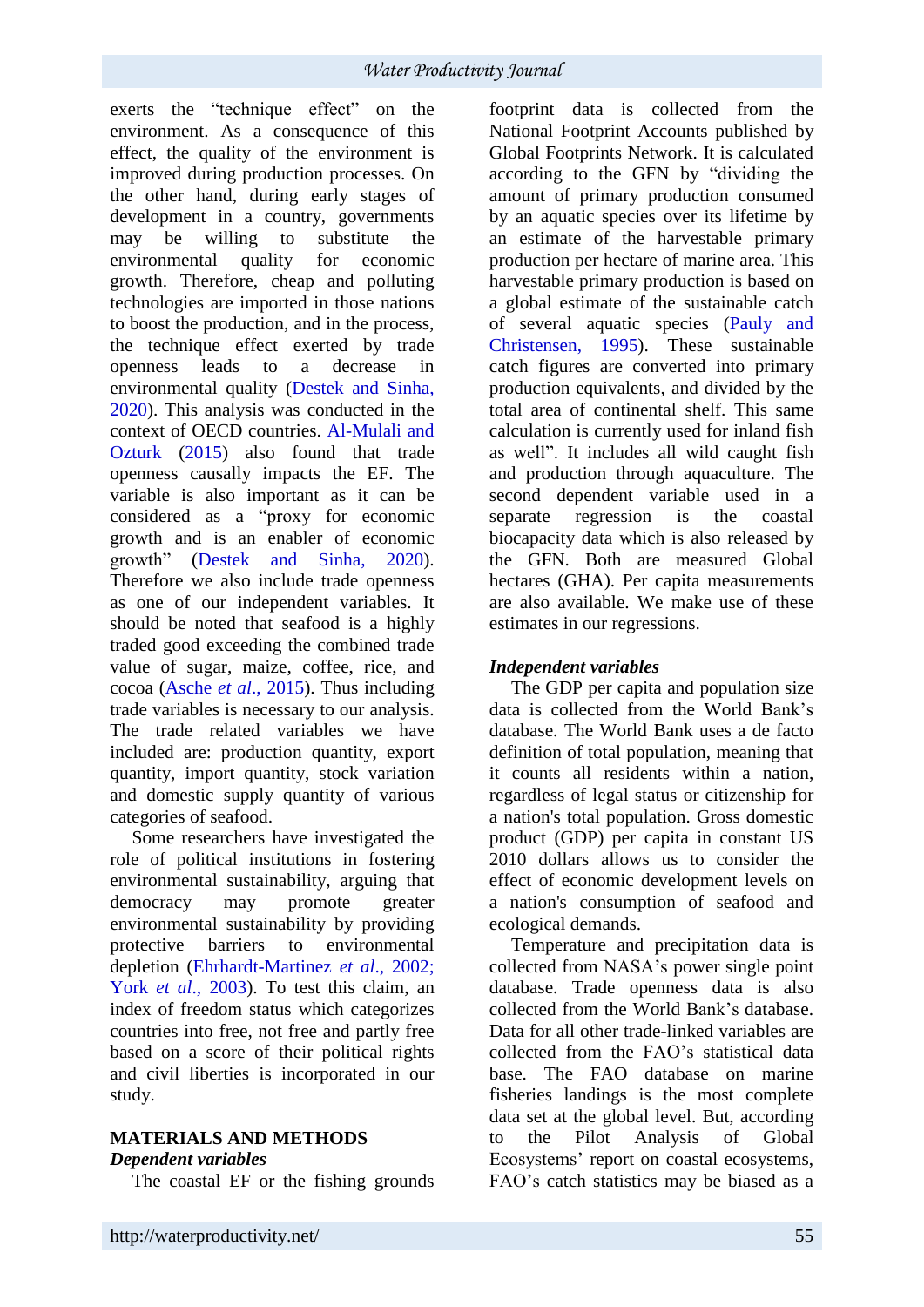exerts the "technique effect" on the environment. As a consequence of this effect, the quality of the environment is improved during production processes. On the other hand, during early stages of development in a country, governments may be willing to substitute the environmental quality for economic growth. Therefore, cheap and polluting technologies are imported in those nations to boost the production, and in the process, the technique effect exerted by trade openness leads to a decrease in environmental quality (Destek and Sinha, 2020). This analysis was conducted in the context of OECD countries. Al-Mulali and Ozturk (2015) also found that trade openness causally impacts the EF. The variable is also important as it can be considered as a "proxy for economic growth and is an enabler of economic growth" (Destek and Sinha, 2020). Therefore we also include trade openness as one of our independent variables. It should be noted that seafood is a highly traded good exceeding the combined trade value of sugar, maize, coffee, rice, and cocoa (Asche *et al*., 2015). Thus including trade variables is necessary to our analysis. The trade related variables we have included are: production quantity, export quantity, import quantity, stock variation and domestic supply quantity of various categories of seafood.

Some researchers have investigated the role of political institutions in fostering environmental sustainability, arguing that democracy may promote greater environmental sustainability by providing protective barriers to environmental depletion (Ehrhardt-Martinez *et al*., 2002; York *et al*., 2003). To test this claim, an index of freedom status which categorizes countries into free, not free and partly free based on a score of their political rights and civil liberties is incorporated in our study.

## MATERIALS AND METHODS

### *Dependent variables*

The coastal EF or the fishing grounds footprint data is collected from the National Footprint Accounts published by Global Footprints Network. It is calculated according to the GFN by "dividing the amount of primary production consumed by an aquatic species over its lifetime by an estimate of the harvestable primary production per hectare of marine area. This harvestable primary production is based on a global estimate of the sustainable catch of several aquatic species (Pauly and Christensen, 1995). These sustainable catch figures are converted into primary production equivalents, and divided by the total area of continental shelf. This same calculation is currently used for inland fish as well". It includes all wild caught fish and production through aquaculture. The second dependent variable used in a separate regression is the coastal biocapacity data which is also released by the GFN. Both are measured Global hectares (GHA). Per capita measurements are also available. We make use of these estimates in our regressions.

### *Independent variables*

The GDP per capita and population size data is collected from the World Bank's database. The World Bank uses a de facto definition of total population, meaning that it counts all residents within a nation, regardless of legal status or citizenship for a nation's total population. Gross domestic product (GDP) per capita in constant US 2010 dollars allows us to consider the effect of economic development levels on a nation's consumption of seafood and ecological demands.

Temperature and precipitation data is collected from NASA's power single point database. Trade openness data is also collected from the World Bank's database. Data for all other trade-linked variables are collected from the FAO's statistical data base. The FAO database on marine fisheries landings is the most complete data set at the global level. But, according to the Pilot Analysis of Global Ecosystems' report on coastal ecosystems, FAO's catch statistics may be biased as a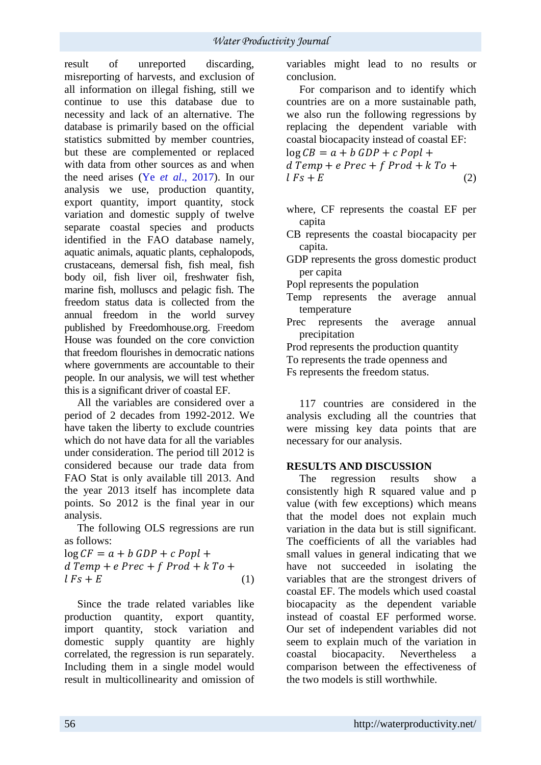result of unreported discarding, misreporting of harvests, and exclusion of all information on illegal fishing, still we continue to use this database due to necessity and lack of an alternative. The database is primarily based on the official statistics submitted by member countries, but these are complemented or replaced with data from other sources as and when the need arises (Ye *et al.*, 2017). In our analysis we use, production quantity, export quantity, import quantity, stock variation and domestic supply of twelve separate coastal species and products identified in the FAO database namely, aquatic animals, aquatic plants, cephalopods, crustaceans, demersal fish, fish meal, fish body oil, fish liver oil, freshwater fish, marine fish, molluscs and pelagic fish. The freedom status data is collected from the annual freedom in the world survey published by Freedomhouse.org. Freedom House was founded on the core conviction that freedom flourishes in democratic nations where governments are accountable to their people. In our analysis, we will test whether this is a significant driver of coastal EF.

All the variables are considered over a period of 2 decades from 1992-2012. We have taken the liberty to exclude countries which do not have data for all the variables under consideration. The period till 2012 is considered because our trade data from FAO Stat is only available till 2013. And the year 2013 itself has incomplete data points. So 2012 is the final year in our analysis.

The following OLS regressions are run as follows:

$$\log CF = a + b\,GDP + c\,Popl + d\,Temp + e\,Prec + f\,Prod + k\,To + l\,Fs + E \tag{1}$$

Since the trade related variables like production quantity, export quantity, import quantity, stock variation and domestic supply quantity are highly correlated, the regression is run separately. Including them in a single model would result in multicollinearity and omission of variables might lead to no results or conclusion.

For comparison and to identify which countries are on a more sustainable path, we also run the following regressions by replacing the dependent variable with coastal biocapacity instead of coastal EF:

$$\log CB = a + b\,GDP + c\,Popl + d\,Temp + e\,Prec + f\,Prod + k\,To + l\,Fs + E \tag{2}$$

where, CF represents the coastal EF per capita
CB represents the coastal biocapacity per capita.
GDP represents the gross domestic product per capita
Popl represents the population
Temp represents the average annual temperature
Prec represents the average annual precipitation
Prod represents the production quantity
To represents the trade openness and
Fs represents the freedom status.

117 countries are considered in the analysis excluding all the countries that were missing key data points that are necessary for our analysis.

## RESULTS AND DISCUSSION

The regression results show a consistently high R squared value and p value (with few exceptions) which means that the model does not explain much variation in the data but is still significant. The coefficients of all the variables had small values in general indicating that we have not succeeded in isolating the variables that are the strongest drivers of coastal EF. The models which used coastal biocapacity as the dependent variable instead of coastal EF performed worse. Our set of independent variables did not seem to explain much of the variation in coastal biocapacity. Nevertheless a comparison between the effectiveness of the two models is still worthwhile.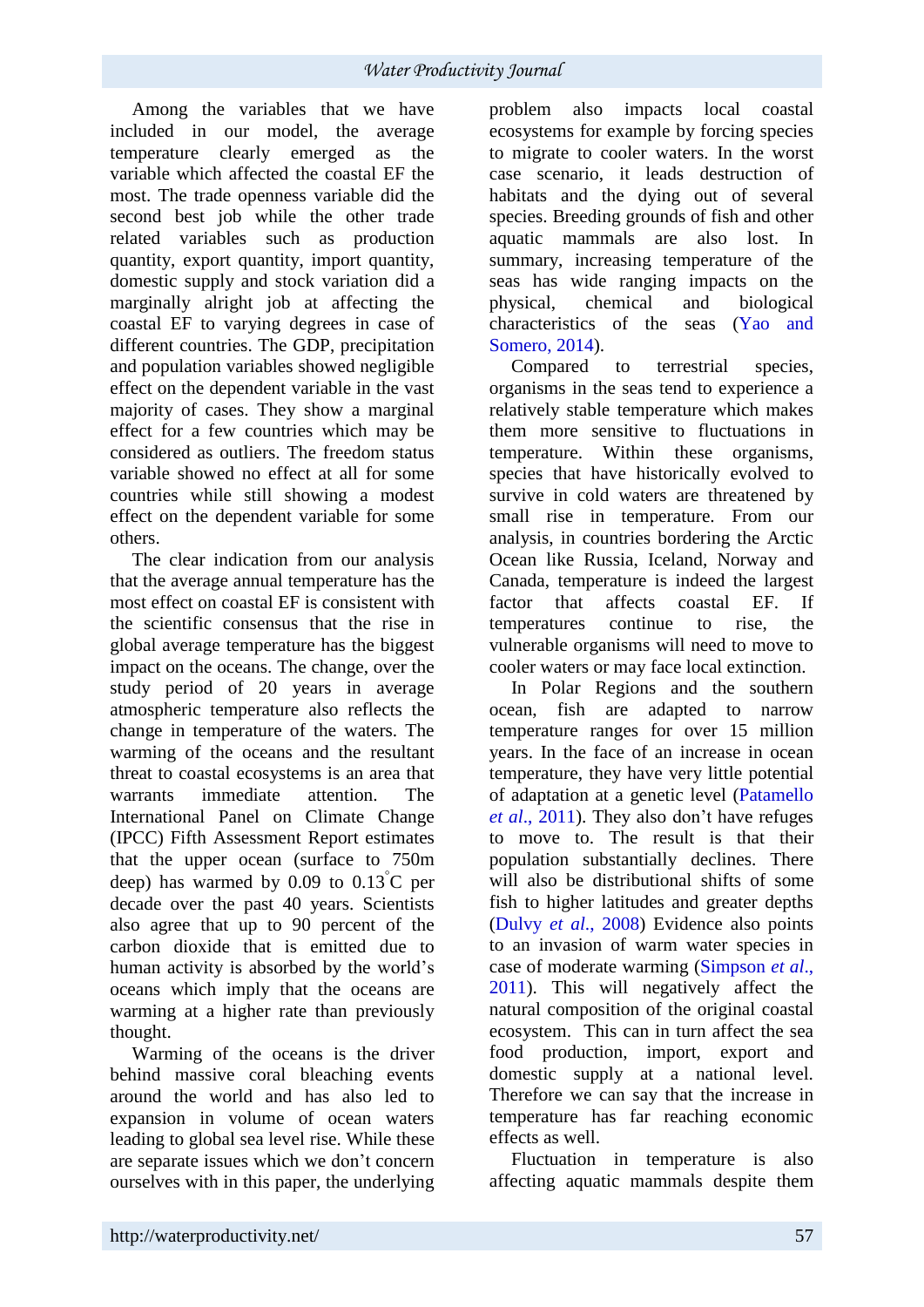Among the variables that we have included in our model, the average temperature clearly emerged as the variable which affected the coastal EF the most. The trade openness variable did the second best job while the other trade related variables such as production quantity, export quantity, import quantity, domestic supply and stock variation did a marginally alright job at affecting the coastal EF to varying degrees in case of different countries. The GDP, precipitation and population variables showed negligible effect on the dependent variable in the vast majority of cases. They show a marginal effect for a few countries which may be considered as outliers. The freedom status variable showed no effect at all for some countries while still showing a modest effect on the dependent variable for some others.

The clear indication from our analysis that the average annual temperature has the most effect on coastal EF is consistent with the scientific consensus that the rise in global average temperature has the biggest impact on the oceans. The change, over the study period of 20 years in average atmospheric temperature also reflects the change in temperature of the waters. The warming of the oceans and the resultant threat to coastal ecosystems is an area that warrants immediate attention. The International Panel on Climate Change (IPCC) Fifth Assessment Report estimates that the upper ocean (surface to 750m deep) has warmed by 0.09 to 0.13°C per decade over the past 40 years. Scientists also agree that up to 90 percent of the carbon dioxide that is emitted due to human activity is absorbed by the world's oceans which imply that the oceans are warming at a higher rate than previously thought.

Warming of the oceans is the driver behind massive coral bleaching events around the world and has also led to expansion in volume of ocean waters leading to global sea level rise. While these are separate issues which we don't concern ourselves with in this paper, the underlying problem also impacts local coastal ecosystems for example by forcing species to migrate to cooler waters. In the worst case scenario, it leads destruction of habitats and the dying out of several species. Breeding grounds of fish and other aquatic mammals are also lost. In summary, increasing temperature of the seas has wide ranging impacts on the physical, chemical and biological characteristics of the seas (Yao and Somero, 2014).

Compared to terrestrial species, organisms in the seas tend to experience a relatively stable temperature which makes them more sensitive to fluctuations in temperature. Within these organisms, species that have historically evolved to survive in cold waters are threatened by small rise in temperature. From our analysis, in countries bordering the Arctic Ocean like Russia, Iceland, Norway and Canada, temperature is indeed the largest factor that affects coastal EF. If temperatures continue to rise, the vulnerable organisms will need to move to cooler waters or may face local extinction.

In Polar Regions and the southern ocean, fish are adapted to narrow temperature ranges for over 15 million years. In the face of an increase in ocean temperature, they have very little potential of adaptation at a genetic level (Patamello *et al.*, 2011). They also don't have refuges to move to. The result is that their population substantially declines. There will also be distributional shifts of some fish to higher latitudes and greater depths (Dulvy *et al.*, 2008) Evidence also points to an invasion of warm water species in case of moderate warming (Simpson *et al.*, 2011). This will negatively affect the natural composition of the original coastal ecosystem. This can in turn affect the sea food production, import, export and domestic supply at a national level. Therefore we can say that the increase in temperature has far reaching economic effects as well.

Fluctuation in temperature is also affecting aquatic mammals despite them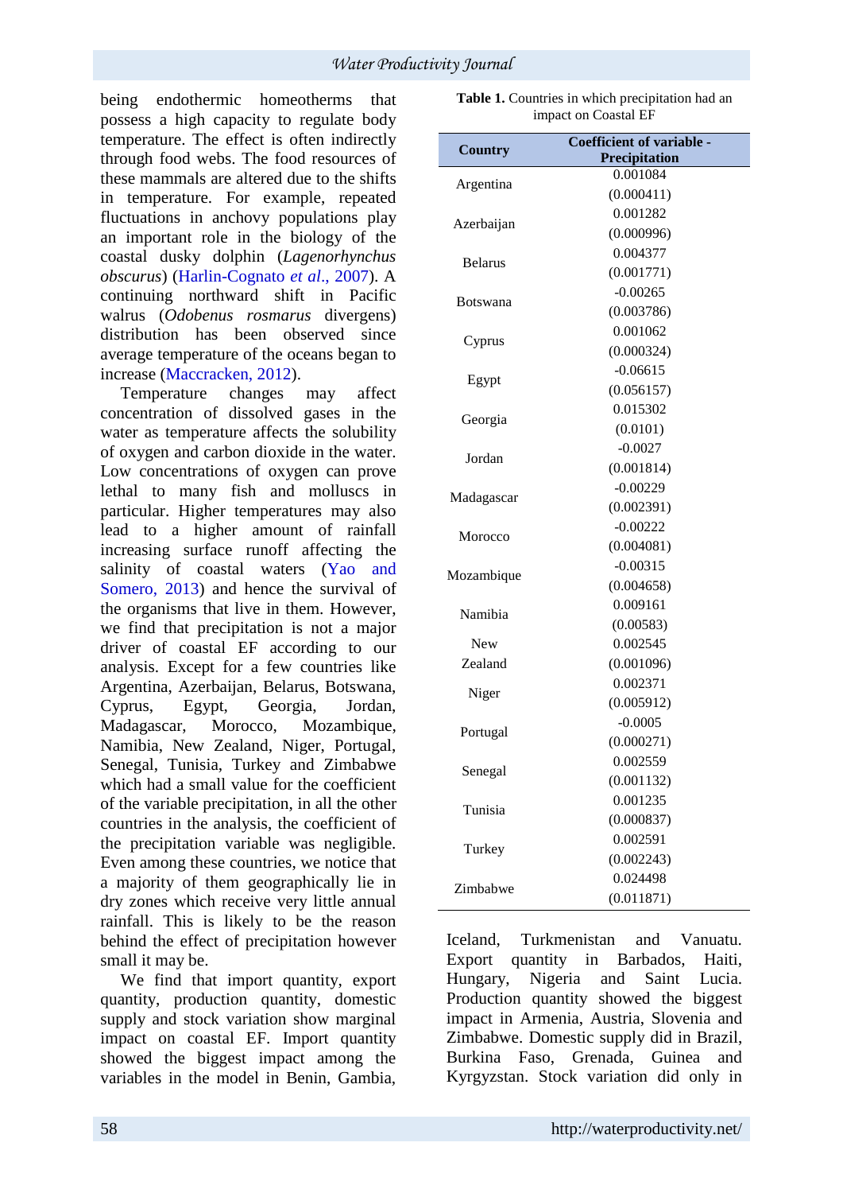being endothermic homeotherms that possess a high capacity to regulate body temperature. The effect is often indirectly through food webs. The food resources of these mammals are altered due to the shifts in temperature. For example, repeated fluctuations in anchovy populations play an important role in the biology of the coastal dusky dolphin (*Lagenorhynchus obscurus*) (Harlin-Cognato *et al*., 2007). A continuing northward shift in Pacific walrus (*Odobenus rosmarus* divergens) distribution has been observed since average temperature of the oceans began to increase (Maccracken, 2012).

Temperature changes may affect concentration of dissolved gases in the water as temperature affects the solubility of oxygen and carbon dioxide in the water. Low concentrations of oxygen can prove lethal to many fish and molluscs in particular. Higher temperatures may also lead to a higher amount of rainfall increasing surface runoff affecting the salinity of coastal waters (Yao and Somero, 2013) and hence the survival of the organisms that live in them. However, we find that precipitation is not a major driver of coastal EF according to our analysis. Except for a few countries like Argentina, Azerbaijan, Belarus, Botswana, Cyprus, Egypt, Georgia, Jordan, Madagascar, Morocco, Mozambique, Namibia, New Zealand, Niger, Portugal, Senegal, Tunisia, Turkey and Zimbabwe which had a small value for the coefficient of the variable precipitation, in all the other countries in the analysis, the coefficient of the precipitation variable was negligible. Even among these countries, we notice that a majority of them geographically lie in dry zones which receive very little annual rainfall. This is likely to be the reason behind the effect of precipitation however small it may be.

We find that import quantity, export quantity, production quantity, domestic supply and stock variation show marginal impact on coastal EF. Import quantity showed the biggest impact among the variables in the model in Benin, Gambia, Iceland, Turkmenistan and Vanuatu. Export quantity in Barbados, Haiti, Hungary, Nigeria and Saint Lucia. Production quantity showed the biggest impact in Armenia, Austria, Slovenia and Zimbabwe. Domestic supply did in Brazil, Burkina Faso, Grenada, Guinea and Kyrgyzstan. Stock variation did only in

**Table 1.** Countries in which precipitation had an impact on Coastal EF

| Country | Coefficient of variable - Precipitation |
|---|---|
| Argentina | 0.001084 (0.000411) |
| Azerbaijan | 0.001282 (0.000996) |
| Belarus | 0.004377 (0.001771) |
| Botswana | -0.00265 (0.003786) |
| Cyprus | 0.001062 (0.000324) |
| Egypt | -0.06615 (0.056157) |
| Georgia | 0.015302 (0.0101) |
| Jordan | -0.0027 (0.001814) |
| Madagascar | -0.00229 (0.002391) |
| Morocco | -0.00222 (0.004081) |
| Mozambique | -0.00315 (0.004658) |
| Namibia | 0.009161 (0.00583) |
| New Zealand | 0.002545 (0.001096) |
| Niger | 0.002371 (0.005912) |
| Portugal | -0.0005 (0.000271) |
| Senegal | 0.002559 (0.001132) |
| Tunisia | 0.001235 (0.000837) |
| Turkey | 0.002591 (0.002243) |
| Zimbabwe | 0.024498 (0.011871) |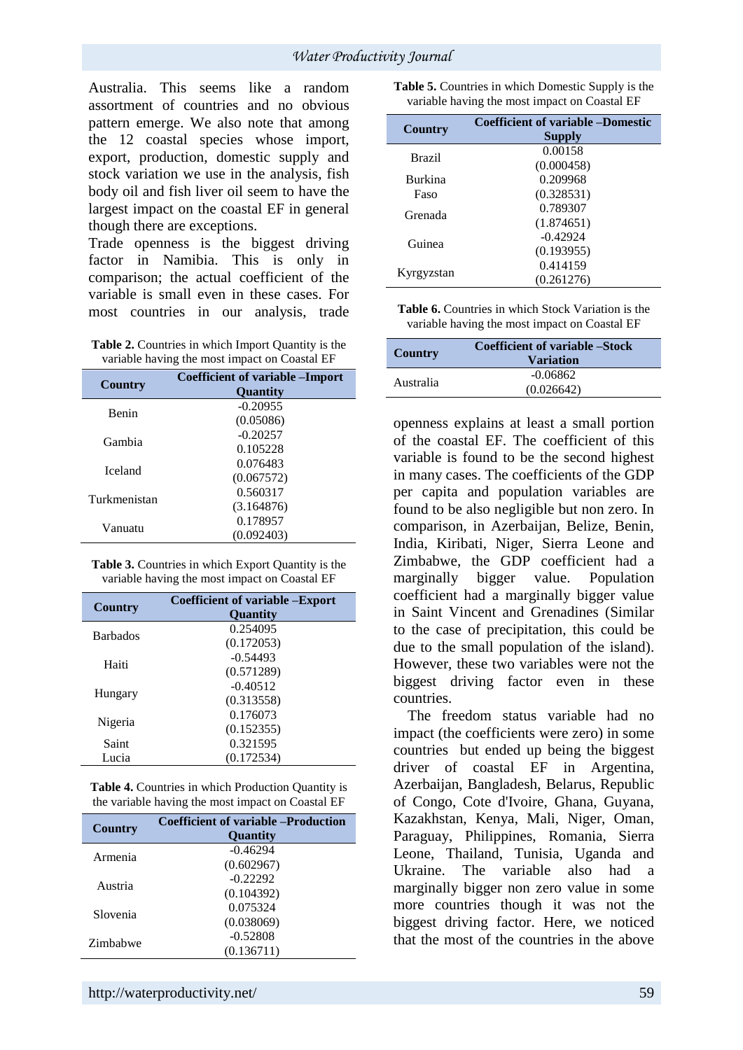Australia. This seems like a random assortment of countries and no obvious pattern emerge. We also note that among the 12 coastal species whose import, export, production, domestic supply and stock variation we use in the analysis, fish body oil and fish liver oil seem to have the largest impact on the coastal EF in general though there are exceptions.

Trade openness is the biggest driving factor in Namibia. This is only in comparison; the actual coefficient of the variable is small even in these cases. For most countries in our analysis, trade openness explains at least a small portion of the coastal EF. The coefficient of this variable is found to be the second highest in many cases. The coefficients of the GDP per capita and population variables are found to be also negligible but non zero. In comparison, in Azerbaijan, Belize, Benin, India, Kiribati, Niger, Sierra Leone and Zimbabwe, the GDP coefficient had a marginally bigger value. Population coefficient had a marginally bigger value in Saint Vincent and Grenadines (Similar to the case of precipitation, this could be due to the small population of the island). However, these two variables were not the biggest driving factor even in these countries.

The freedom status variable had no impact (the coefficients were zero) in some countries but ended up being the biggest driver of coastal EF in Argentina, Azerbaijan, Bangladesh, Belarus, Republic of Congo, Cote d'Ivoire, Ghana, Guyana, Kazakhstan, Kenya, Mali, Niger, Oman, Paraguay, Philippines, Romania, Sierra Leone, Thailand, Tunisia, Uganda and Ukraine. The variable also had a marginally bigger non zero value in some more countries though it was not the biggest driving factor. Here, we noticed that the most of the countries in the above

**Table 2.** Countries in which Import Quantity is the variable having the most impact on Coastal EF

| Country | Coefficient of variable –Import Quantity |
|---|---|
| Benin | -0.20955 (0.05086) |
| Gambia | -0.20257 0.105228 |
| Iceland | 0.076483 (0.067572) |
| Turkmenistan | 0.560317 (3.164876) |
| Vanuatu | 0.178957 (0.092403) |

**Table 3.** Countries in which Export Quantity is the variable having the most impact on Coastal EF

| Country | Coefficient of variable –Export Quantity |
|---|---|
| Barbados | 0.254095 (0.172053) |
| Haiti | -0.54493 (0.571289) |
| Hungary | -0.40512 (0.313558) |
| Nigeria | 0.176073 (0.152355) |
| Saint Lucia | 0.321595 (0.172534) |

**Table 4.** Countries in which Production Quantity is the variable having the most impact on Coastal EF

| Country | Coefficient of variable –Production Quantity |
|---|---|
| Armenia | -0.46294 (0.602967) |
| Austria | -0.22292 (0.104392) |
| Slovenia | 0.075324 (0.038069) |
| Zimbabwe | -0.52808 (0.136711) |

**Table 5.** Countries in which Domestic Supply is the variable having the most impact on Coastal EF

| Country | Coefficient of variable –Domestic Supply |
|---|---|
| Brazil | 0.00158 (0.000458) |
| Burkina Faso | 0.209968 (0.328531) |
| Grenada | 0.789307 (1.874651) |
| Guinea | -0.42924 (0.193955) |
| Kyrgyzstan | 0.414159 (0.261276) |

**Table 6.** Countries in which Stock Variation is the variable having the most impact on Coastal EF

| Country | Coefficient of variable –Stock Variation |
|---|---|
| Australia | -0.06862 (0.026642) |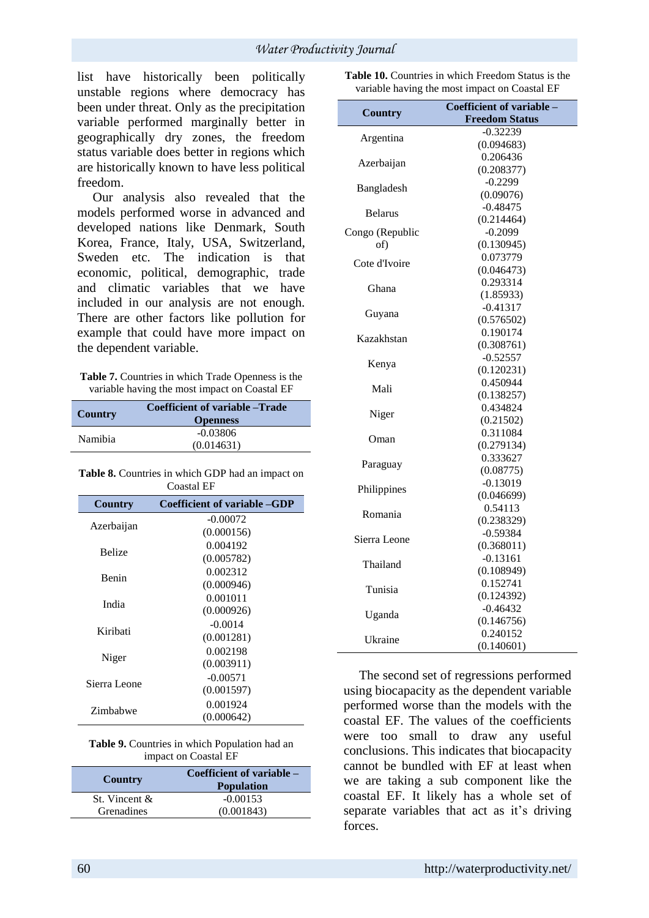list have historically been politically unstable regions where democracy has been under threat. Only as the precipitation variable performed marginally better in geographically dry zones, the freedom status variable does better in regions which are historically known to have less political freedom.

Our analysis also revealed that the models performed worse in advanced and developed nations like Denmark, South Korea, France, Italy, USA, Switzerland, Sweden etc. The indication is that economic, political, demographic, trade and climatic variables that we have included in our analysis are not enough. There are other factors like pollution for example that could have more impact on the dependent variable.

**Table 7.** Countries in which Trade Openness is the variable having the most impact on Coastal EF

| Country | Coefficient of variable –Trade Openness |
|---|---|
| Namibia | -0.03806 (0.014631) |

**Table 8.** Countries in which GDP had an impact on Coastal EF

| Country | Coefficient of variable –GDP |
|---|---|
| Azerbaijan | -0.00072 (0.000156) |
| Belize | 0.004192 (0.005782) |
| Benin | 0.002312 (0.000946) |
| India | 0.001011 (0.000926) |
| Kiribati | -0.0014 (0.001281) |
| Niger | 0.002198 (0.003911) |
| Sierra Leone | -0.00571 (0.001597) |
| Zimbabwe | 0.001924 (0.000642) |

**Table 9.** Countries in which Population had an impact on Coastal EF

| Country | Coefficient of variable – Population |
|---|---|
| St. Vincent & Grenadines | -0.00153 (0.001843) |

**Table 10.** Countries in which Freedom Status is the variable having the most impact on Coastal EF

| Country | Coefficient of variable – Freedom Status |
|---|---|
| Argentina | -0.32239 (0.094683) |
| Azerbaijan | 0.206436 (0.208377) |
| Bangladesh | -0.2299 (0.09076) |
| Belarus | -0.48475 (0.214464) |
| Congo (Republic of) | -0.2099 (0.130945) |
| Cote d'Ivoire | 0.073779 (0.046473) |
| Ghana | 0.293314 (1.85933) |
| Guyana | -0.41317 (0.576502) |
| Kazakhstan | 0.190174 (0.308761) |
| Kenya | -0.52557 (0.120231) |
| Mali | 0.450944 (0.138257) |
| Niger | 0.434824 (0.21502) |
| Oman | 0.311084 (0.279134) |
| Paraguay | 0.333627 (0.08775) |
| Philippines | -0.13019 (0.046699) |
| Romania | 0.54113 (0.238329) |
| Sierra Leone | -0.59384 (0.368011) |
| Thailand | -0.13161 (0.108949) |
| Tunisia | 0.152741 (0.124392) |
| Uganda | -0.46432 (0.146756) |
| Ukraine | 0.240152 (0.140601) |

The second set of regressions performed using biocapacity as the dependent variable performed worse than the models with the coastal EF. The values of the coefficients were too small to draw any useful conclusions. This indicates that biocapacity cannot be bundled with EF at least when we are taking a sub component like the coastal EF. It likely has a whole set of separate variables that act as it's driving forces.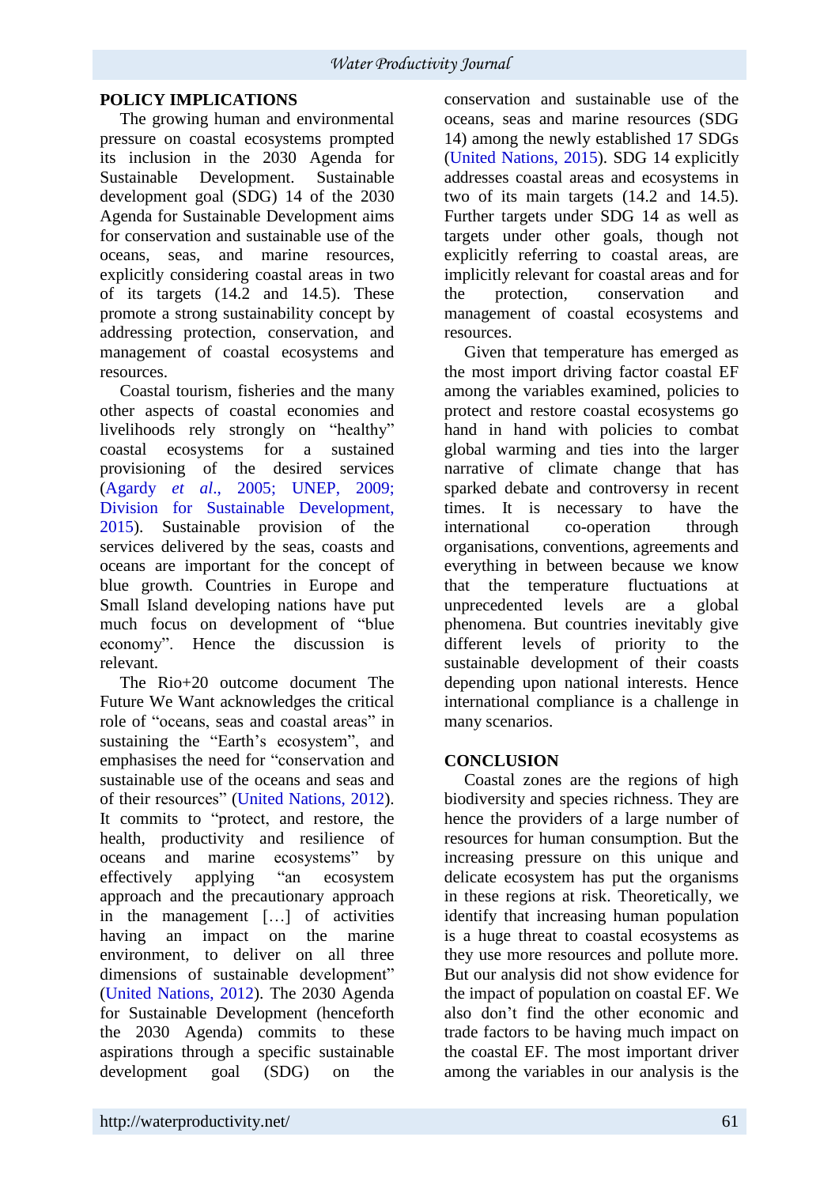## POLICY IMPLICATIONS

The growing human and environmental pressure on coastal ecosystems prompted its inclusion in the 2030 Agenda for Sustainable Development. Sustainable development goal (SDG) 14 of the 2030 Agenda for Sustainable Development aims for conservation and sustainable use of the oceans, seas, and marine resources, explicitly considering coastal areas in two of its targets (14.2 and 14.5). These promote a strong sustainability concept by addressing protection, conservation, and management of coastal ecosystems and resources.

Coastal tourism, fisheries and the many other aspects of coastal economies and livelihoods rely strongly on "healthy" coastal ecosystems for a sustained provisioning of the desired services (Agardy *et al.*, 2005; UNEP, 2009; Division for Sustainable Development, 2015). Sustainable provision of the services delivered by the seas, coasts and oceans are important for the concept of blue growth. Countries in Europe and Small Island developing nations have put much focus on development of "blue economy". Hence the discussion is relevant.

The Rio+20 outcome document The Future We Want acknowledges the critical role of "oceans, seas and coastal areas" in sustaining the "Earth's ecosystem", and emphasises the need for "conservation and sustainable use of the oceans and seas and of their resources" (United Nations, 2012). It commits to "protect, and restore, the health, productivity and resilience of oceans and marine ecosystems" by effectively applying "an ecosystem approach and the precautionary approach in the management […] of activities having an impact on the marine environment, to deliver on all three dimensions of sustainable development" (United Nations, 2012). The 2030 Agenda for Sustainable Development (henceforth the 2030 Agenda) commits to these aspirations through a specific sustainable development goal (SDG) on the conservation and sustainable use of the oceans, seas and marine resources (SDG 14) among the newly established 17 SDGs (United Nations, 2015). SDG 14 explicitly addresses coastal areas and ecosystems in two of its main targets (14.2 and 14.5). Further targets under SDG 14 as well as targets under other goals, though not explicitly referring to coastal areas, are implicitly relevant for coastal areas and for the protection, conservation and management of coastal ecosystems and resources.

Given that temperature has emerged as the most import driving factor coastal EF among the variables examined, policies to protect and restore coastal ecosystems go hand in hand with policies to combat global warming and ties into the larger narrative of climate change that has sparked debate and controversy in recent times. It is necessary to have the international co-operation through organisations, conventions, agreements and everything in between because we know that the temperature fluctuations at unprecedented levels are a global phenomena. But countries inevitably give different levels of priority to the sustainable development of their coasts depending upon national interests. Hence international compliance is a challenge in many scenarios.

## CONCLUSION

Coastal zones are the regions of high biodiversity and species richness. They are hence the providers of a large number of resources for human consumption. But the increasing pressure on this unique and delicate ecosystem has put the organisms in these regions at risk. Theoretically, we identify that increasing human population is a huge threat to coastal ecosystems as they use more resources and pollute more. But our analysis did not show evidence for the impact of population on coastal EF. We also don't find the other economic and trade factors to be having much impact on the coastal EF. The most important driver among the variables in our analysis is the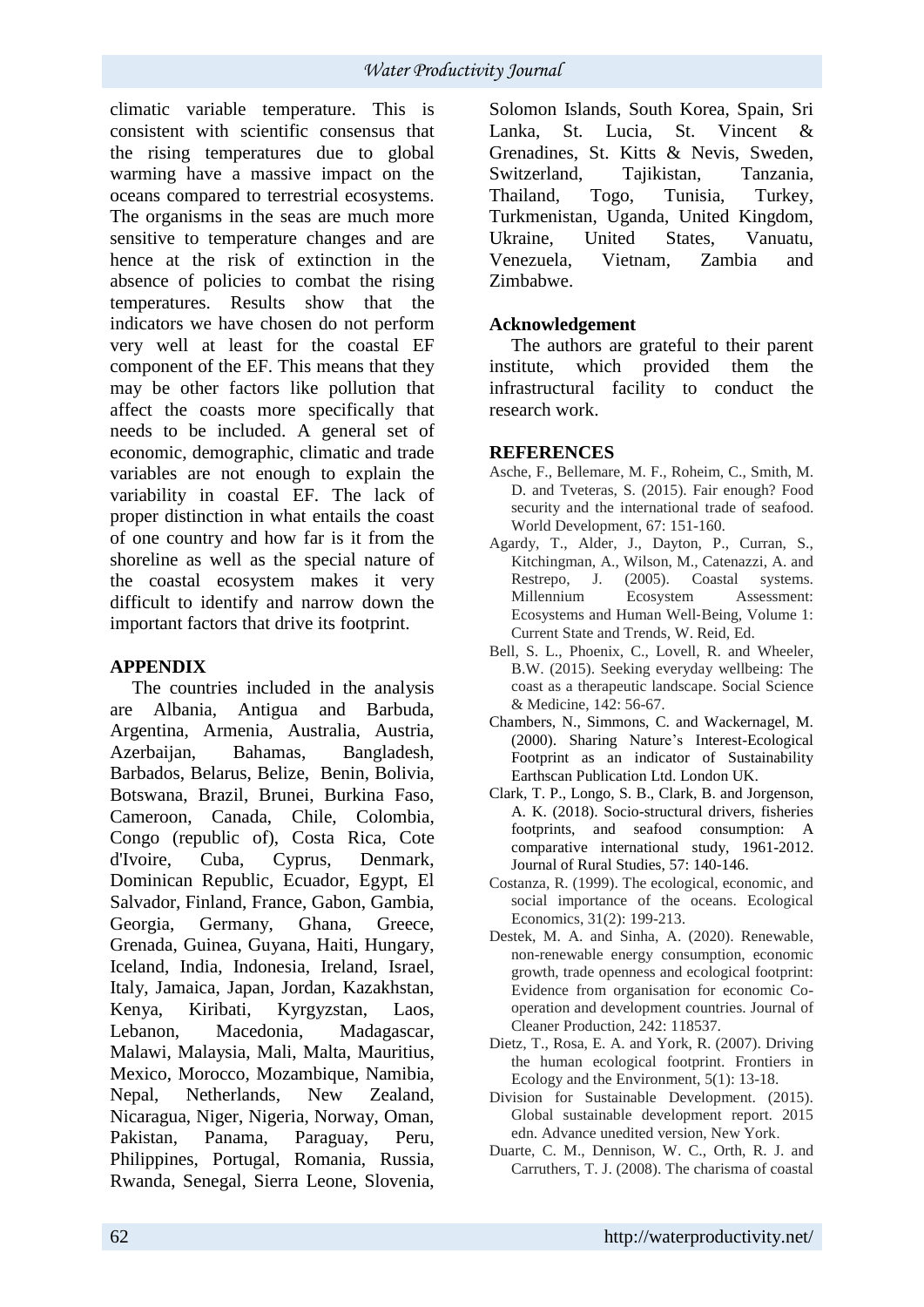climatic variable temperature. This is consistent with scientific consensus that the rising temperatures due to global warming have a massive impact on the oceans compared to terrestrial ecosystems. The organisms in the seas are much more sensitive to temperature changes and are hence at the risk of extinction in the absence of policies to combat the rising temperatures. Results show that the indicators we have chosen do not perform very well at least for the coastal EF component of the EF. This means that they may be other factors like pollution that affect the coasts more specifically that needs to be included. A general set of economic, demographic, climatic and trade variables are not enough to explain the variability in coastal EF. The lack of proper distinction in what entails the coast of one country and how far is it from the shoreline as well as the special nature of the coastal ecosystem makes it very difficult to identify and narrow down the important factors that drive its footprint.

## APPENDIX

The countries included in the analysis are Albania, Antigua and Barbuda, Argentina, Armenia, Australia, Austria, Azerbaijan, Bahamas, Bangladesh, Barbados, Belarus, Belize, Benin, Bolivia, Botswana, Brazil, Brunei, Burkina Faso, Cameroon, Canada, Chile, Colombia, Congo (republic of), Costa Rica, Cote d'Ivoire, Cuba, Cyprus, Denmark, Dominican Republic, Ecuador, Egypt, El Salvador, Finland, France, Gabon, Gambia, Georgia, Germany, Ghana, Greece, Grenada, Guinea, Guyana, Haiti, Hungary, Iceland, India, Indonesia, Ireland, Israel, Italy, Jamaica, Japan, Jordan, Kazakhstan, Kenya, Kiribati, Kyrgyzstan, Laos, Lebanon, Macedonia, Madagascar, Malawi, Malaysia, Mali, Malta, Mauritius, Mexico, Morocco, Mozambique, Namibia, Nepal, Netherlands, New Zealand, Nicaragua, Niger, Nigeria, Norway, Oman, Pakistan, Panama, Paraguay, Peru, Philippines, Portugal, Romania, Russia, Rwanda, Senegal, Sierra Leone, Slovenia, Solomon Islands, South Korea, Spain, Sri Lanka, St. Lucia, St. Vincent & Grenadines, St. Kitts & Nevis, Sweden, Switzerland, Tajikistan, Tanzania, Thailand, Togo, Tunisia, Turkey, Turkmenistan, Uganda, United Kingdom, Ukraine, United States, Vanuatu, Venezuela, Vietnam, Zambia and Zimbabwe.

## Acknowledgement

The authors are grateful to their parent institute, which provided them the infrastructural facility to conduct the research work.

## REFERENCES

Asche, F., Bellemare, M. F., Roheim, C., Smith, M. D. and Tveteras, S. (2015). Fair enough? Food security and the international trade of seafood. World Development, 67: 151-160.

Agardy, T., Alder, J., Dayton, P., Curran, S., Kitchingman, A., Wilson, M., Catenazzi, A. and Restrepo, J. (2005). Coastal systems. Millennium Ecosystem Assessment: Ecosystems and Human Well-Being, Volume 1: Current State and Trends, W. Reid, Ed.

Bell, S. L., Phoenix, C., Lovell, R. and Wheeler, B.W. (2015). Seeking everyday wellbeing: The coast as a therapeutic landscape. Social Science & Medicine, 142: 56-67.

Chambers, N., Simmons, C. and Wackernagel, M. (2000). Sharing Nature's Interest-Ecological Footprint as an indicator of Sustainability Earthscan Publication Ltd. London UK.

Clark, T. P., Longo, S. B., Clark, B. and Jorgenson, A. K. (2018). Socio-structural drivers, fisheries footprints, and seafood consumption: A comparative international study, 1961-2012. Journal of Rural Studies, 57: 140-146.

Costanza, R. (1999). The ecological, economic, and social importance of the oceans. Ecological Economics, 31(2): 199-213.

Destek, M. A. and Sinha, A. (2020). Renewable, non-renewable energy consumption, economic growth, trade openness and ecological footprint: Evidence from organisation for economic Co-operation and development countries. Journal of Cleaner Production, 242: 118537.

Dietz, T., Rosa, E. A. and York, R. (2007). Driving the human ecological footprint. Frontiers in Ecology and the Environment, 5(1): 13-18.

Division for Sustainable Development. (2015). Global sustainable development report. 2015 edn. Advance unedited version, New York.

Duarte, C. M., Dennison, W. C., Orth, R. J. and Carruthers, T. J. (2008). The charisma of coastal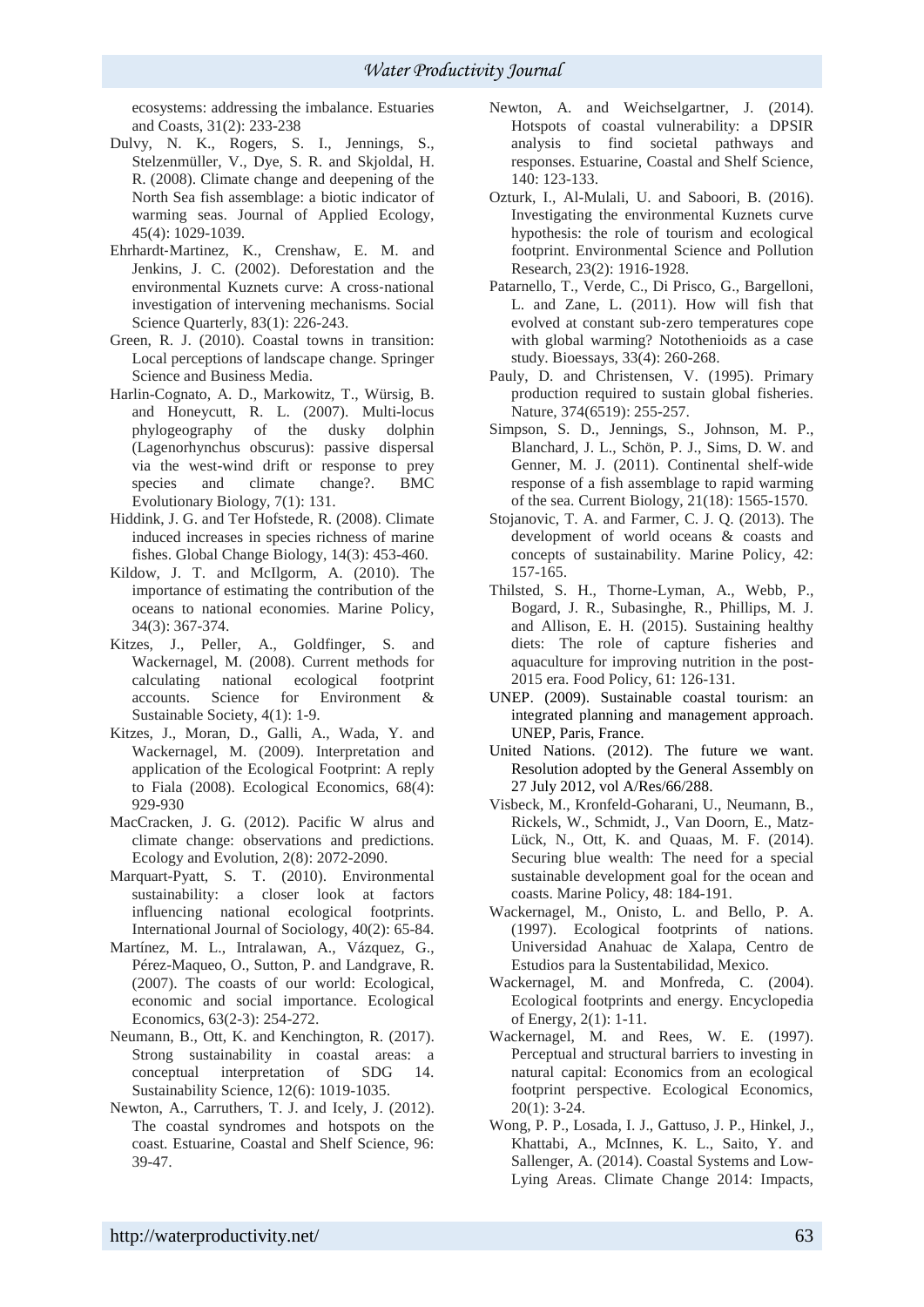ecosystems: addressing the imbalance. Estuaries and Coasts, 31(2): 233-238

Dulvy, N. K., Rogers, S. I., Jennings, S., Stelzenmüller, V., Dye, S. R. and Skjoldal, H. R. (2008). Climate change and deepening of the North Sea fish assemblage: a biotic indicator of warming seas. Journal of Applied Ecology, 45(4): 1029-1039.

Ehrhardt‐Martinez, K., Crenshaw, E. M. and Jenkins, J. C. (2002). Deforestation and the environmental Kuznets curve: A cross‐national investigation of intervening mechanisms. Social Science Quarterly, 83(1): 226-243.

Green, R. J. (2010). Coastal towns in transition: Local perceptions of landscape change. Springer Science and Business Media.

Harlin-Cognato, A. D., Markowitz, T., Würsig, B. and Honeycutt, R. L. (2007). Multi-locus phylogeography of the dusky dolphin (Lagenorhynchus obscurus): passive dispersal via the west-wind drift or response to prey species and climate change?. BMC Evolutionary Biology, 7(1): 131.

Hiddink, J. G. and Ter Hofstede, R. (2008). Climate induced increases in species richness of marine fishes. Global Change Biology, 14(3): 453-460.

Kildow, J. T. and McIlgorm, A. (2010). The importance of estimating the contribution of the oceans to national economies. Marine Policy, 34(3): 367-374.

Kitzes, J., Peller, A., Goldfinger, S. and Wackernagel, M. (2008). Current methods for calculating national ecological footprint accounts. Science for Environment & Sustainable Society, 4(1): 1-9.

Kitzes, J., Moran, D., Galli, A., Wada, Y. and Wackernagel, M. (2009). Interpretation and application of the Ecological Footprint: A reply to Fiala (2008). Ecological Economics, 68(4): 929-930

MacCracken, J. G. (2012). Pacific W alrus and climate change: observations and predictions. Ecology and Evolution, 2(8): 2072-2090.

Marquart-Pyatt, S. T. (2010). Environmental sustainability: a closer look at factors influencing national ecological footprints. International Journal of Sociology, 40(2): 65-84.

Martínez, M. L., Intralawan, A., Vázquez, G., Pérez-Maqueo, O., Sutton, P. and Landgrave, R. (2007). The coasts of our world: Ecological, economic and social importance. Ecological Economics, 63(2-3): 254-272.

Neumann, B., Ott, K. and Kenchington, R. (2017). Strong sustainability in coastal areas: a conceptual interpretation of SDG 14. Sustainability Science, 12(6): 1019-1035.

Newton, A., Carruthers, T. J. and Icely, J. (2012). The coastal syndromes and hotspots on the coast. Estuarine, Coastal and Shelf Science, 96: 39-47.

Newton, A. and Weichselgartner, J. (2014). Hotspots of coastal vulnerability: a DPSIR analysis to find societal pathways and responses. Estuarine, Coastal and Shelf Science, 140: 123-133.

Ozturk, I., Al-Mulali, U. and Saboori, B. (2016). Investigating the environmental Kuznets curve hypothesis: the role of tourism and ecological footprint. Environmental Science and Pollution Research, 23(2): 1916-1928.

Patarnello, T., Verde, C., Di Prisco, G., Bargelloni, L. and Zane, L. (2011). How will fish that evolved at constant sub‐zero temperatures cope with global warming? Notothenioids as a case study. Bioessays, 33(4): 260-268.

Pauly, D. and Christensen, V. (1995). Primary production required to sustain global fisheries. Nature, 374(6519): 255-257.

Simpson, S. D., Jennings, S., Johnson, M. P., Blanchard, J. L., Schön, P. J., Sims, D. W. and Genner, M. J. (2011). Continental shelf-wide response of a fish assemblage to rapid warming of the sea. Current Biology, 21(18): 1565-1570.

Stojanovic, T. A. and Farmer, C. J. Q. (2013). The development of world oceans & coasts and concepts of sustainability. Marine Policy, 42: 157-165.

Thilsted, S. H., Thorne-Lyman, A., Webb, P., Bogard, J. R., Subasinghe, R., Phillips, M. J. and Allison, E. H. (2015). Sustaining healthy diets: The role of capture fisheries and aquaculture for improving nutrition in the post-2015 era. Food Policy, 61: 126-131.

UNEP. (2009). Sustainable coastal tourism: an integrated planning and management approach. UNEP, Paris, France.

United Nations. (2012). The future we want. Resolution adopted by the General Assembly on 27 July 2012, vol A/Res/66/288.

Visbeck, M., Kronfeld-Goharani, U., Neumann, B., Rickels, W., Schmidt, J., Van Doorn, E., Matz-Lück, N., Ott, K. and Quaas, M. F. (2014). Securing blue wealth: The need for a special sustainable development goal for the ocean and coasts. Marine Policy, 48: 184-191.

Wackernagel, M., Onisto, L. and Bello, P. A. (1997). Ecological footprints of nations. Universidad Anahuac de Xalapa, Centro de Estudios para la Sustentabilidad, Mexico.

Wackernagel, M. and Monfreda, C. (2004). Ecological footprints and energy. Encyclopedia of Energy, 2(1): 1-11.

Wackernagel, M. and Rees, W. E. (1997). Perceptual and structural barriers to investing in natural capital: Economics from an ecological footprint perspective. Ecological Economics, 20(1): 3-24.

Wong, P. P., Losada, I. J., Gattuso, J. P., Hinkel, J., Khattabi, A., McInnes, K. L., Saito, Y. and Sallenger, A. (2014). Coastal Systems and Low-Lying Areas. Climate Change 2014: Impacts,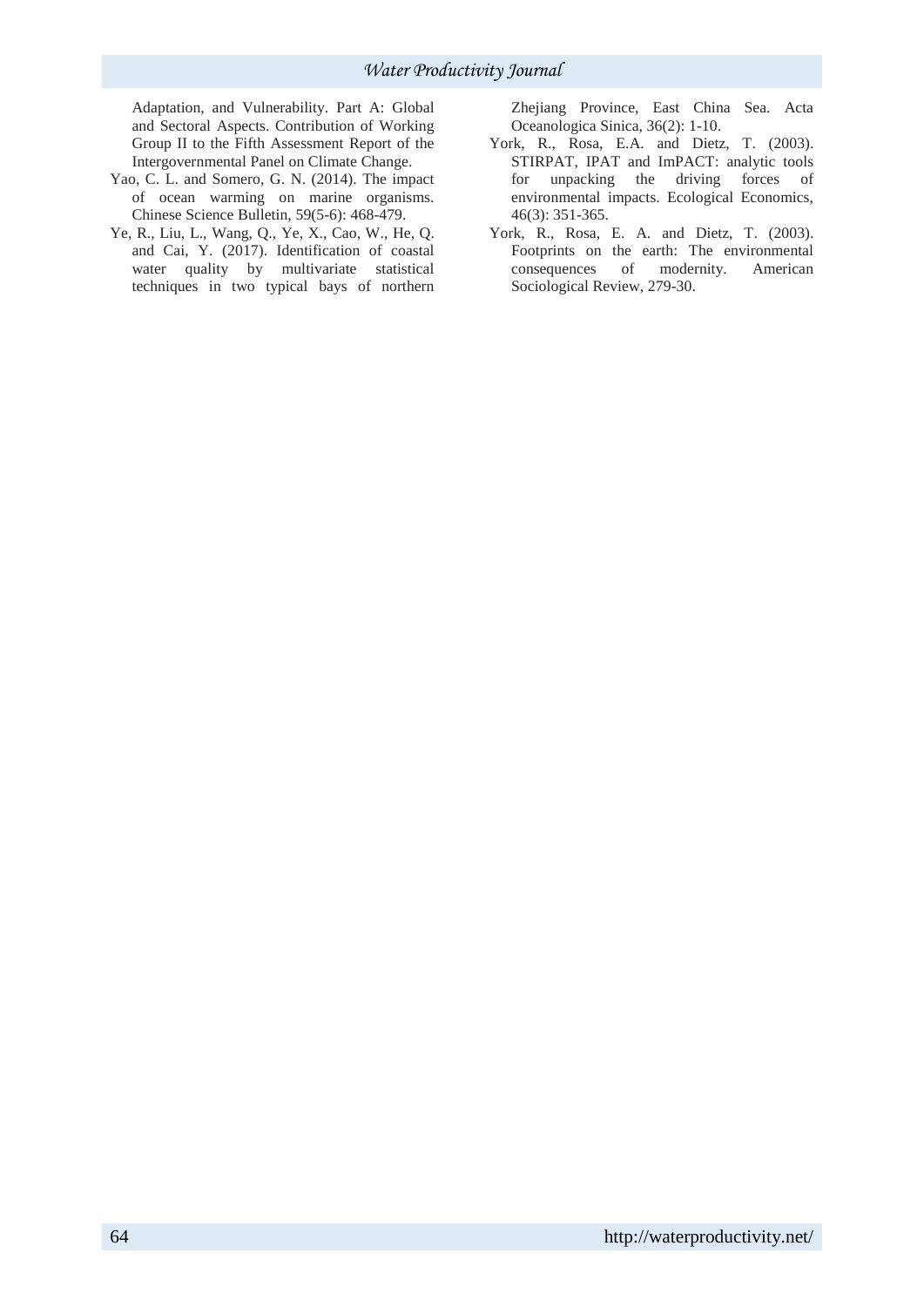Adaptation, and Vulnerability. Part A: Global and Sectoral Aspects. Contribution of Working Group II to the Fifth Assessment Report of the Intergovernmental Panel on Climate Change.

Yao, C. L. and Somero, G. N. (2014). The impact of ocean warming on marine organisms. Chinese Science Bulletin, 59(5-6): 468-479.

Ye, R., Liu, L., Wang, Q., Ye, X., Cao, W., He, Q. and Cai, Y. (2017). Identification of coastal water quality by multivariate statistical techniques in two typical bays of northern Zhejiang Province, East China Sea. Acta Oceanologica Sinica, 36(2): 1-10.

York, R., Rosa, E.A. and Dietz, T. (2003). STIRPAT, IPAT and ImPACT: analytic tools for unpacking the driving forces of environmental impacts. Ecological Economics, 46(3): 351-365.

York, R., Rosa, E. A. and Dietz, T. (2003). Footprints on the earth: The environmental consequences of modernity. American Sociological Review, 279-30.